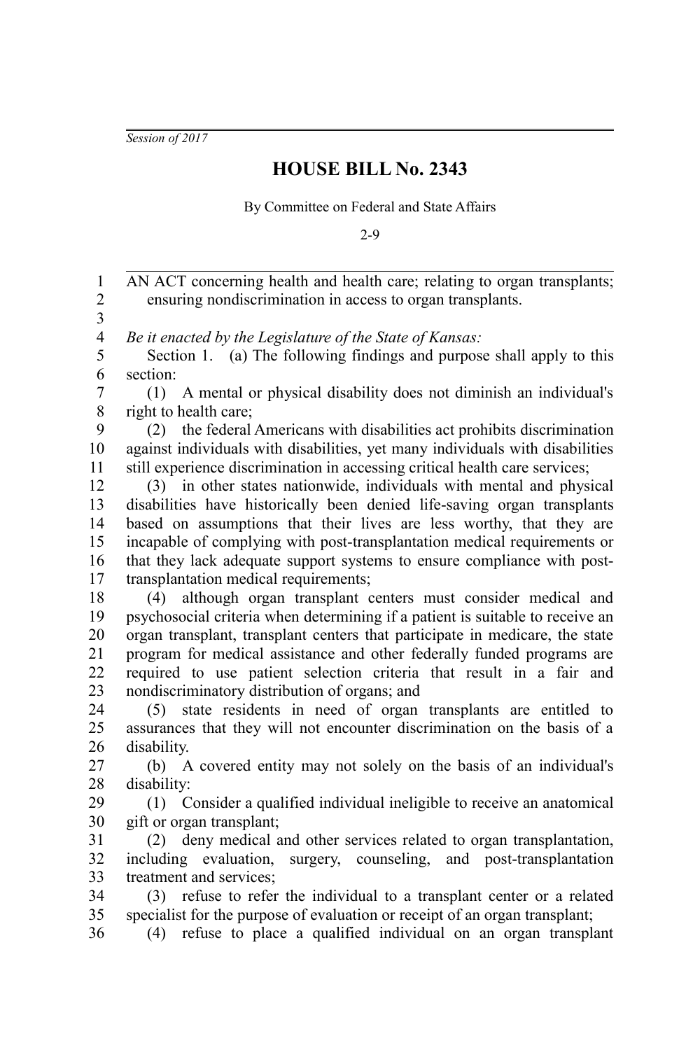*Session of 2017*

# HOUSE BILL No. 2343

By Committee on Federal and State Affairs

2-9

AN ACT concerning health and health care; relating to organ transplants; ensuring nondiscrimination in access to organ transplants.

*Be it enacted by the Legislature of the State of Kansas:*

Section 1. (a) The following findings and purpose shall apply to this section:

(1) A mental or physical disability does not diminish an individual's right to health care;

(2) the federal Americans with disabilities act prohibits discrimination against individuals with disabilities, yet many individuals with disabilities still experience discrimination in accessing critical health care services;

(3) in other states nationwide, individuals with mental and physical disabilities have historically been denied life-saving organ transplants based on assumptions that their lives are less worthy, that they are incapable of complying with post-transplantation medical requirements or that they lack adequate support systems to ensure compliance with post-transplantation medical requirements;

(4) although organ transplant centers must consider medical and psychosocial criteria when determining if a patient is suitable to receive an organ transplant, transplant centers that participate in medicare, the state program for medical assistance and other federally funded programs are required to use patient selection criteria that result in a fair and nondiscriminatory distribution of organs; and

(5) state residents in need of organ transplants are entitled to assurances that they will not encounter discrimination on the basis of a disability.

(b) A covered entity may not solely on the basis of an individual's disability:

(1) Consider a qualified individual ineligible to receive an anatomical gift or organ transplant;

(2) deny medical and other services related to organ transplantation, including evaluation, surgery, counseling, and post-transplantation treatment and services;

(3) refuse to refer the individual to a transplant center or a related specialist for the purpose of evaluation or receipt of an organ transplant;

(4) refuse to place a qualified individual on an organ transplant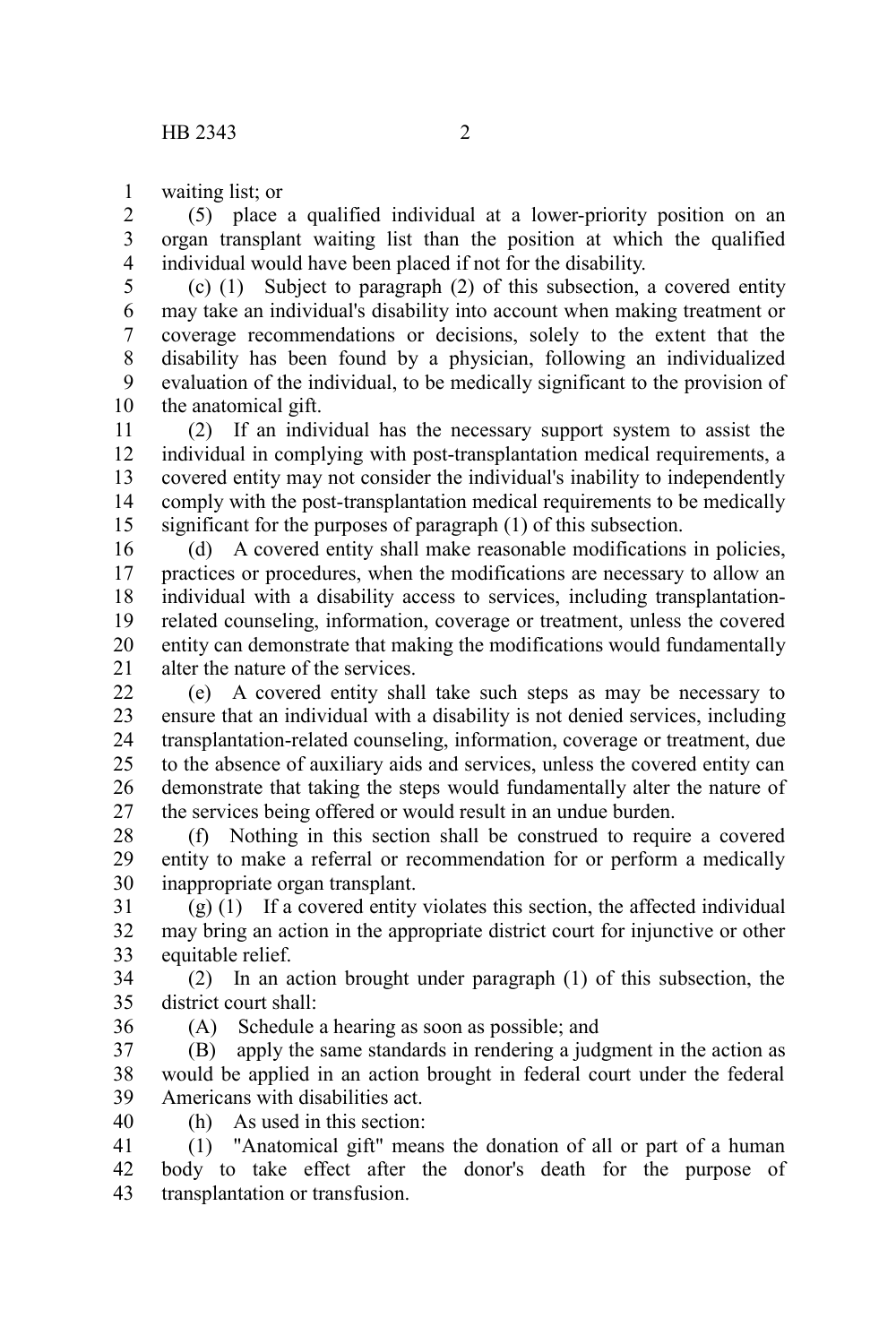waiting list; or

(5) place a qualified individual at a lower-priority position on an organ transplant waiting list than the position at which the qualified individual would have been placed if not for the disability.

(c) (1) Subject to paragraph (2) of this subsection, a covered entity may take an individual's disability into account when making treatment or coverage recommendations or decisions, solely to the extent that the disability has been found by a physician, following an individualized evaluation of the individual, to be medically significant to the provision of the anatomical gift.

(2) If an individual has the necessary support system to assist the individual in complying with post-transplantation medical requirements, a covered entity may not consider the individual's inability to independently comply with the post-transplantation medical requirements to be medically significant for the purposes of paragraph (1) of this subsection.

(d) A covered entity shall make reasonable modifications in policies, practices or procedures, when the modifications are necessary to allow an individual with a disability access to services, including transplantation-related counseling, information, coverage or treatment, unless the covered entity can demonstrate that making the modifications would fundamentally alter the nature of the services.

(e) A covered entity shall take such steps as may be necessary to ensure that an individual with a disability is not denied services, including transplantation-related counseling, information, coverage or treatment, due to the absence of auxiliary aids and services, unless the covered entity can demonstrate that taking the steps would fundamentally alter the nature of the services being offered or would result in an undue burden.

(f) Nothing in this section shall be construed to require a covered entity to make a referral or recommendation for or perform a medically inappropriate organ transplant.

(g) (1) If a covered entity violates this section, the affected individual may bring an action in the appropriate district court for injunctive or other equitable relief.

(2) In an action brought under paragraph (1) of this subsection, the district court shall:

(A) Schedule a hearing as soon as possible; and

(B) apply the same standards in rendering a judgment in the action as would be applied in an action brought in federal court under the federal Americans with disabilities act.

(h) As used in this section:

(1) "Anatomical gift" means the donation of all or part of a human body to take effect after the donor's death for the purpose of transplantation or transfusion.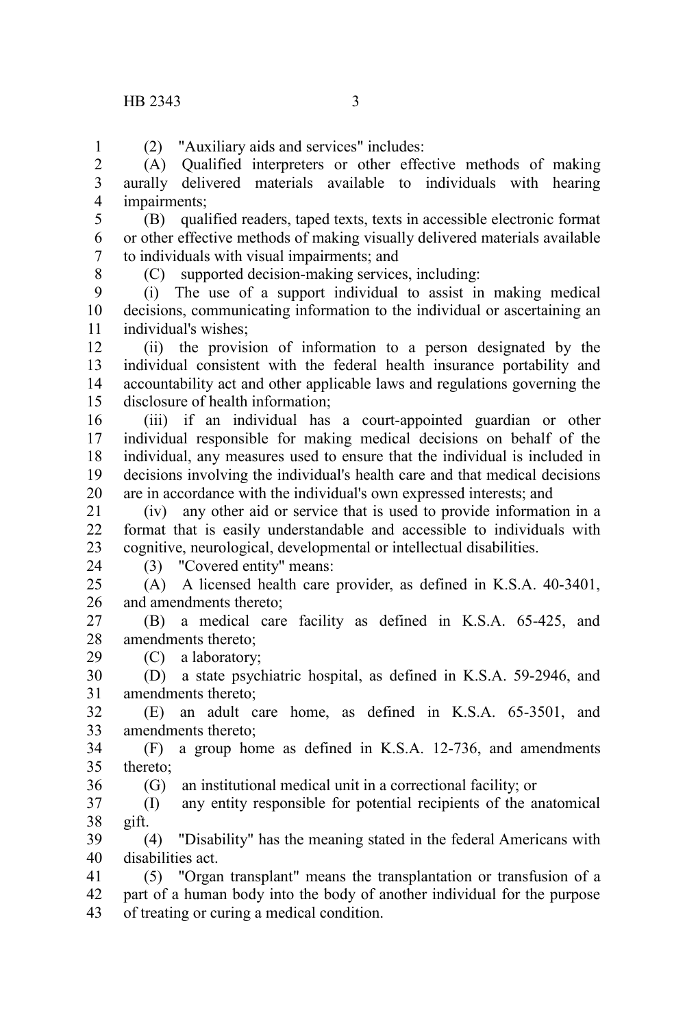(2) "Auxiliary aids and services" includes:

(A) Qualified interpreters or other effective methods of making aurally delivered materials available to individuals with hearing impairments;

(B) qualified readers, taped texts, texts in accessible electronic format or other effective methods of making visually delivered materials available to individuals with visual impairments; and

(C) supported decision-making services, including:

(i) The use of a support individual to assist in making medical decisions, communicating information to the individual or ascertaining an individual's wishes;

(ii) the provision of information to a person designated by the individual consistent with the federal health insurance portability and accountability act and other applicable laws and regulations governing the disclosure of health information;

(iii) if an individual has a court-appointed guardian or other individual responsible for making medical decisions on behalf of the individual, any measures used to ensure that the individual is included in decisions involving the individual's health care and that medical decisions are in accordance with the individual's own expressed interests; and

(iv) any other aid or service that is used to provide information in a format that is easily understandable and accessible to individuals with cognitive, neurological, developmental or intellectual disabilities.

(3) "Covered entity" means:

(A) A licensed health care provider, as defined in K.S.A. 40-3401, and amendments thereto;

(B) a medical care facility as defined in K.S.A. 65-425, and amendments thereto;

(C) a laboratory;

(D) a state psychiatric hospital, as defined in K.S.A. 59-2946, and amendments thereto;

(E) an adult care home, as defined in K.S.A. 65-3501, and amendments thereto;

(F) a group home as defined in K.S.A. 12-736, and amendments thereto;

(G) an institutional medical unit in a correctional facility; or

(I) any entity responsible for potential recipients of the anatomical gift.

(4) "Disability" has the meaning stated in the federal Americans with disabilities act.

(5) "Organ transplant" means the transplantation or transfusion of a part of a human body into the body of another individual for the purpose of treating or curing a medical condition.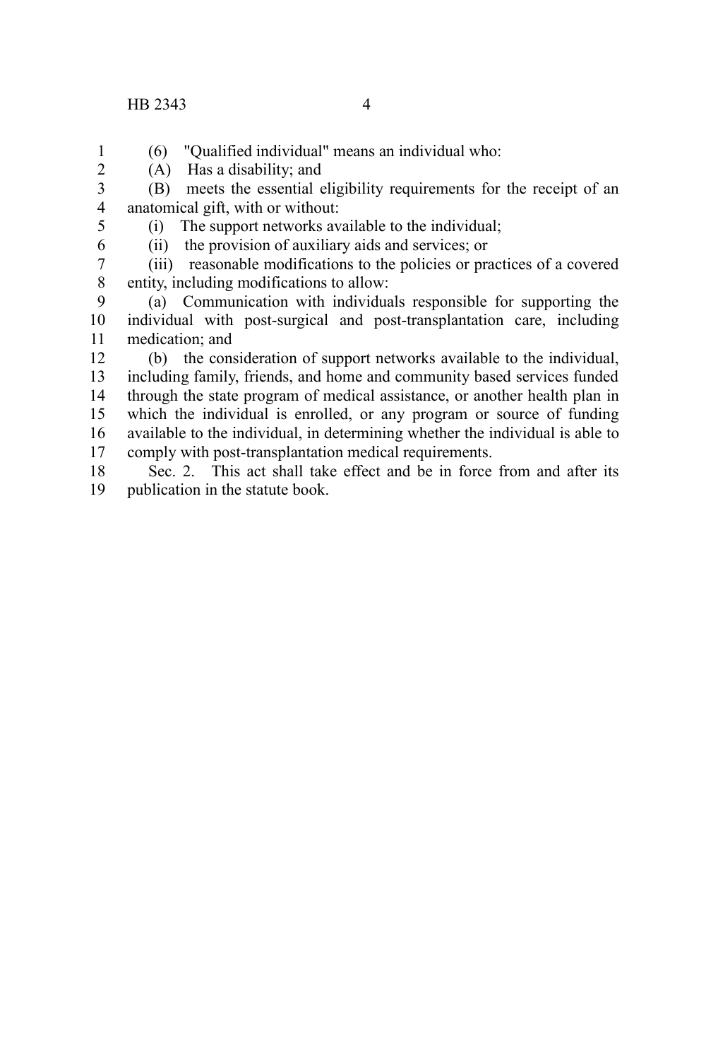(6) "Qualified individual" means an individual who:

(A) Has a disability; and

(B) meets the essential eligibility requirements for the receipt of an anatomical gift, with or without:

(i) The support networks available to the individual;

(ii) the provision of auxiliary aids and services; or

(iii) reasonable modifications to the policies or practices of a covered entity, including modifications to allow:

(a) Communication with individuals responsible for supporting the individual with post-surgical and post-transplantation care, including medication; and

(b) the consideration of support networks available to the individual, including family, friends, and home and community based services funded through the state program of medical assistance, or another health plan in which the individual is enrolled, or any program or source of funding available to the individual, in determining whether the individual is able to comply with post-transplantation medical requirements.

Sec. 2. This act shall take effect and be in force from and after its publication in the statute book.